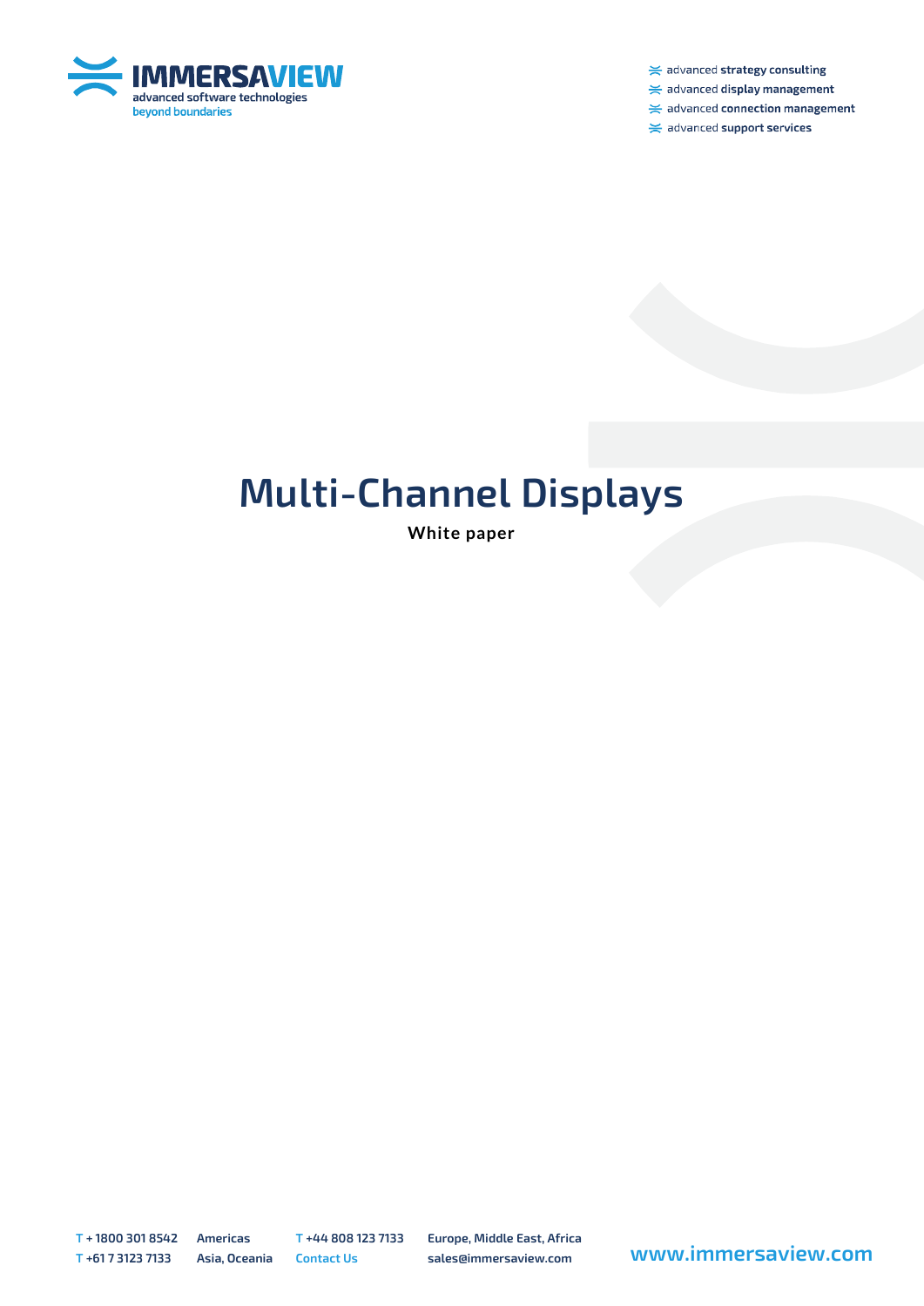IMMERSAVIEW
advanced software technologies
beyond boundaries

- advanced **strategy consulting**
- advanced **display management**
- advanced **connection management**
- advanced **support services**

# Multi-Channel Displays

**White paper**

T + 1800 301 8542 Americas
T +61 7 3123 7133 Asia, Oceania
T +44 808 123 7133 Europe, Middle East, Africa
Contact Us sales@immersaview.com

www.immersaview.com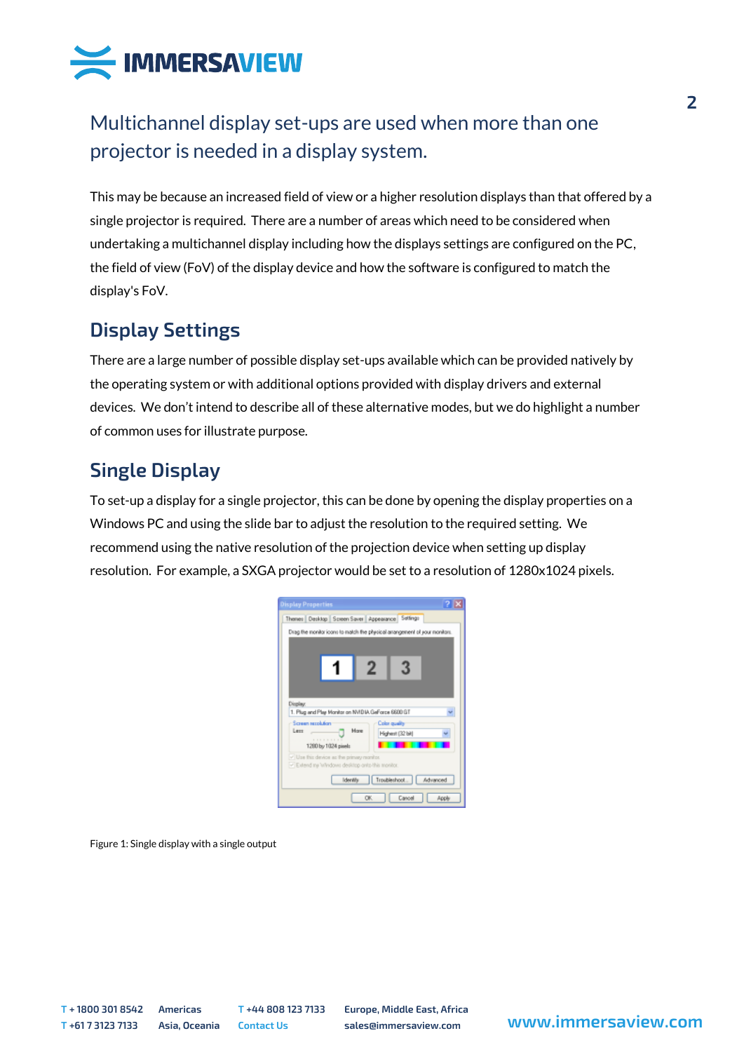## Multichannel display set-ups are used when more than one projector is needed in a display system.

This may be because an increased field of view or a higher resolution displays than that offered by a single projector is required. There are a number of areas which need to be considered when undertaking a multichannel display including how the displays settings are configured on the PC, the field of view (FoV) of the display device and how the software is configured to match the display's FoV.

## Display Settings

There are a large number of possible display set-ups available which can be provided natively by the operating system or with additional options provided with display drivers and external devices. We don't intend to describe all of these alternative modes, but we do highlight a number of common uses for illustrate purpose.

## Single Display

To set-up a display for a single projector, this can be done by opening the display properties on a Windows PC and using the slide bar to adjust the resolution to the required setting. We recommend using the native resolution of the projection device when setting up display resolution. For example, a SXGA projector would be set to a resolution of 1280x1024 pixels.

Figure 1: Single display with a single output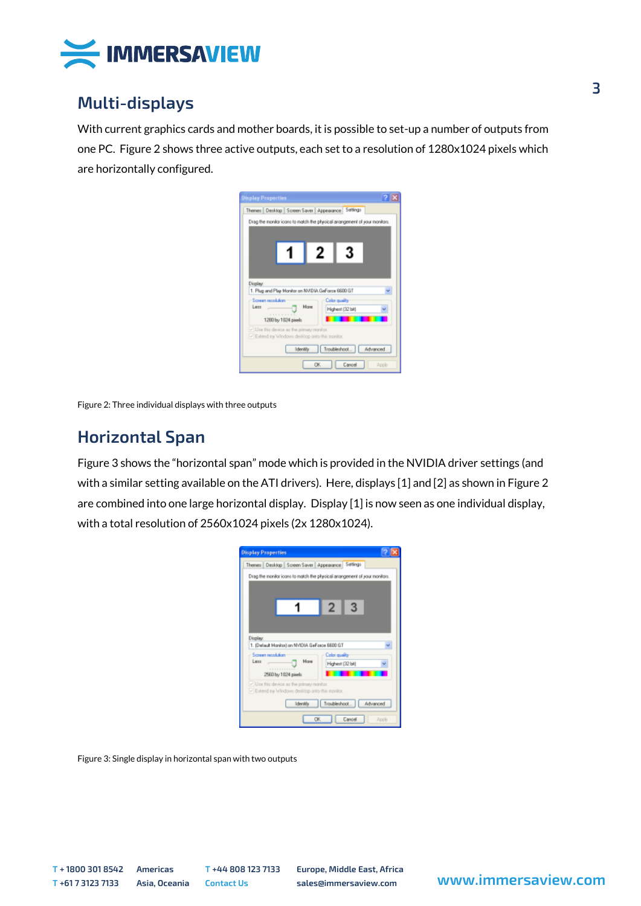## Multi-displays

With current graphics cards and mother boards, it is possible to set-up a number of outputs from one PC. Figure 2 shows three active outputs, each set to a resolution of 1280x1024 pixels which are horizontally configured.

Figure 2: Three individual displays with three outputs

## Horizontal Span

Figure 3 shows the "horizontal span" mode which is provided in the NVIDIA driver settings (and with a similar setting available on the ATI drivers). Here, displays [1] and [2] as shown in Figure 2 are combined into one large horizontal display. Display [1] is now seen as one individual display, with a total resolution of 2560x1024 pixels (2x 1280x1024).

Figure 3: Single display in horizontal span with two outputs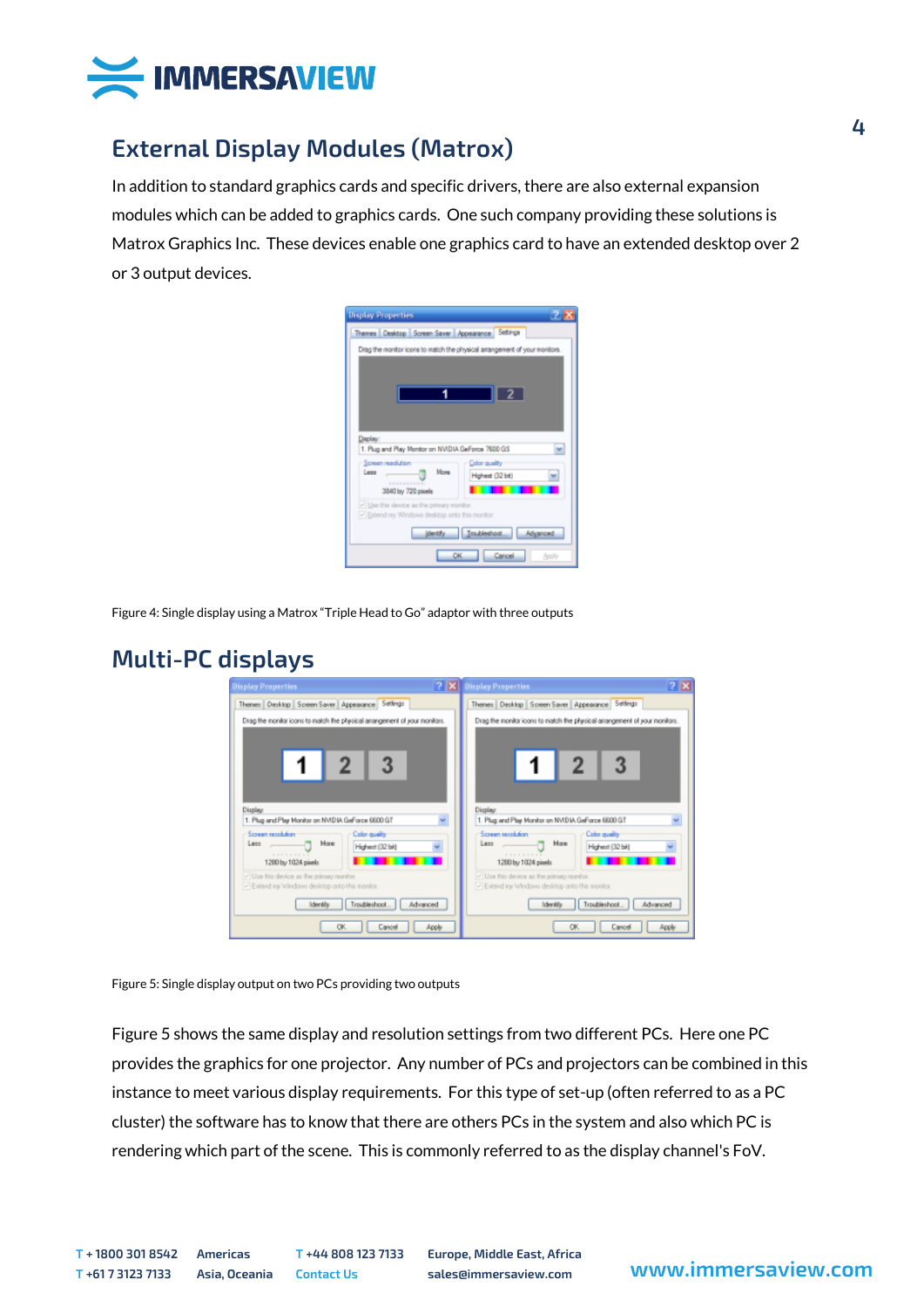## External Display Modules (Matrox)

In addition to standard graphics cards and specific drivers, there are also external expansion modules which can be added to graphics cards. One such company providing these solutions is Matrox Graphics Inc. These devices enable one graphics card to have an extended desktop over 2 or 3 output devices.

Figure 4: Single display using a Matrox "Triple Head to Go" adaptor with three outputs

## Multi-PC displays

Figure 5: Single display output on two PCs providing two outputs

Figure 5 shows the same display and resolution settings from two different PCs. Here one PC provides the graphics for one projector. Any number of PCs and projectors can be combined in this instance to meet various display requirements. For this type of set-up (often referred to as a PC cluster) the software has to know that there are others PCs in the system and also which PC is rendering which part of the scene. This is commonly referred to as the display channel's FoV.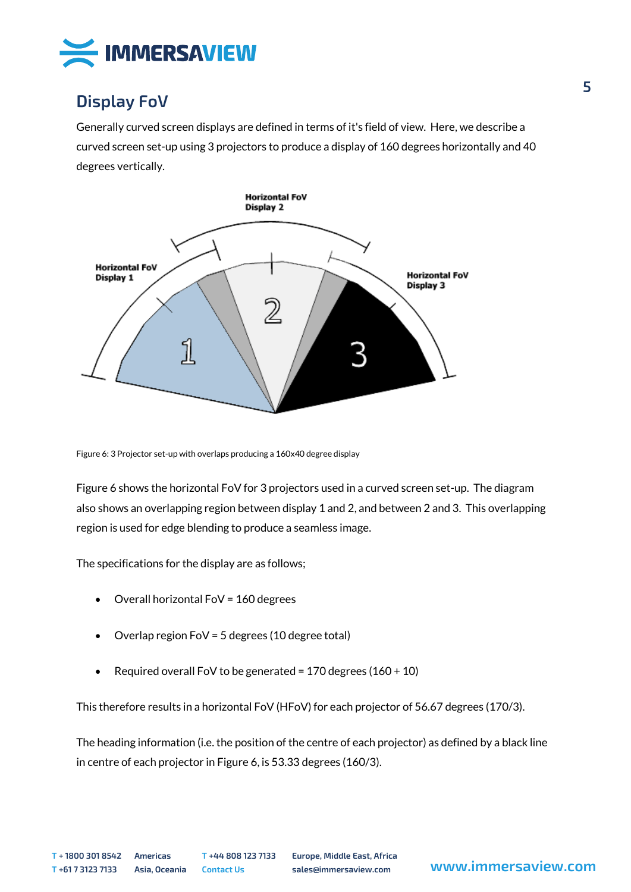## Display FoV

Generally curved screen displays are defined in terms of it's field of view. Here, we describe a curved screen set-up using 3 projectors to produce a display of 160 degrees horizontally and 40 degrees vertically.

Figure 6: 3 Projector set-up with overlaps producing a 160x40 degree display

Figure 6 shows the horizontal FoV for 3 projectors used in a curved screen set-up. The diagram also shows an overlapping region between display 1 and 2, and between 2 and 3. This overlapping region is used for edge blending to produce a seamless image.

The specifications for the display are as follows;

- Overall horizontal FoV = 160 degrees
- Overlap region FoV = 5 degrees (10 degree total)
- Required overall FoV to be generated = 170 degrees (160 + 10)

This therefore results in a horizontal FoV (HFoV) for each projector of 56.67 degrees (170/3).

The heading information (i.e. the position of the centre of each projector) as defined by a black line in centre of each projector in Figure 6, is 53.33 degrees (160/3).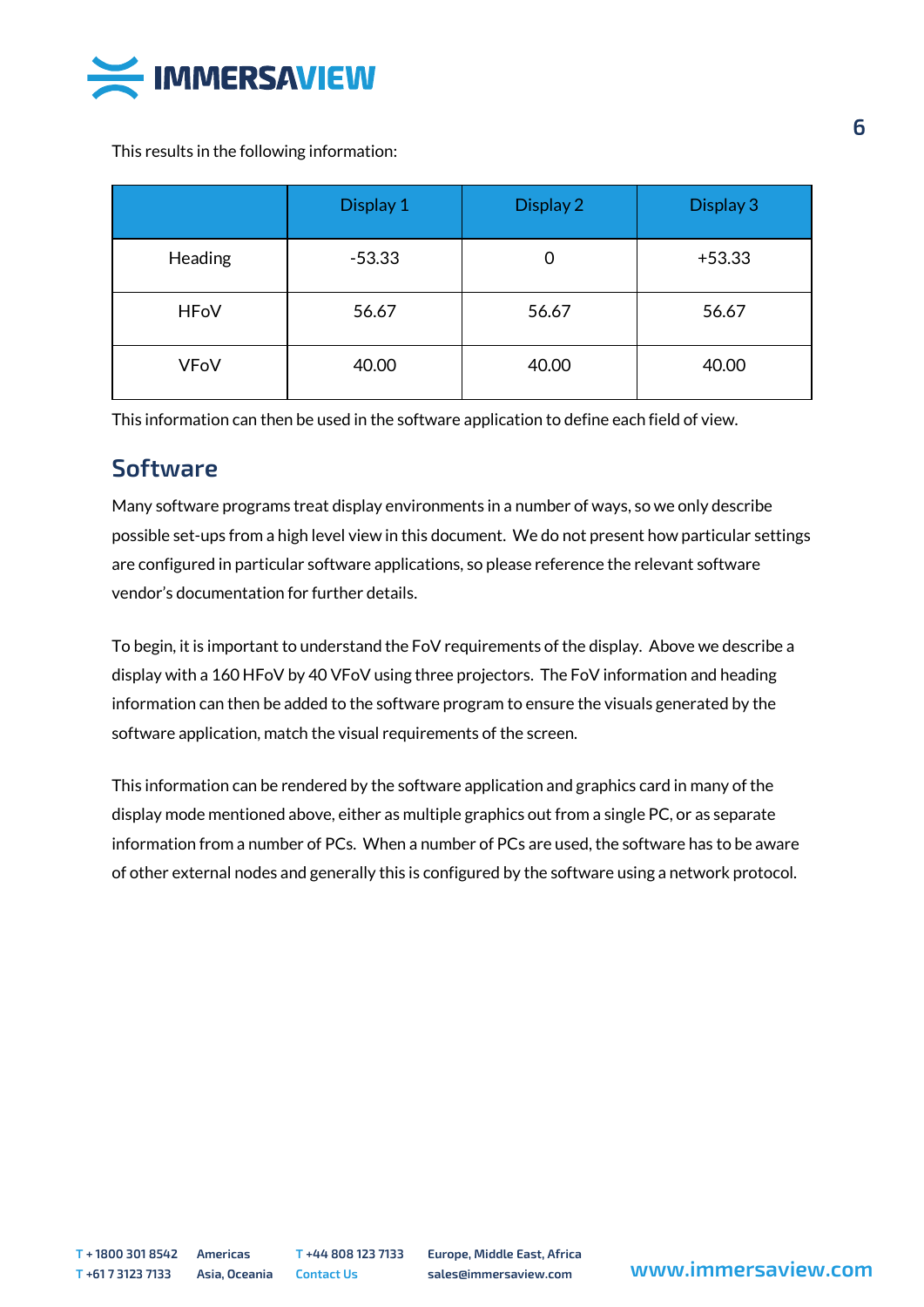This results in the following information:

| | Display 1 | Display 2 | Display 3 |
|---|---|---|---|
| Heading | -53.33 | 0 | +53.33 |
| HFoV | 56.67 | 56.67 | 56.67 |
| VFoV | 40.00 | 40.00 | 40.00 |

This information can then be used in the software application to define each field of view.

## Software

Many software programs treat display environments in a number of ways, so we only describe possible set-ups from a high level view in this document. We do not present how particular settings are configured in particular software applications, so please reference the relevant software vendor's documentation for further details.

To begin, it is important to understand the FoV requirements of the display. Above we describe a display with a 160 HFoV by 40 VFoV using three projectors. The FoV information and heading information can then be added to the software program to ensure the visuals generated by the software application, match the visual requirements of the screen.

This information can be rendered by the software application and graphics card in many of the display mode mentioned above, either as multiple graphics out from a single PC, or as separate information from a number of PCs. When a number of PCs are used, the software has to be aware of other external nodes and generally this is configured by the software using a network protocol.